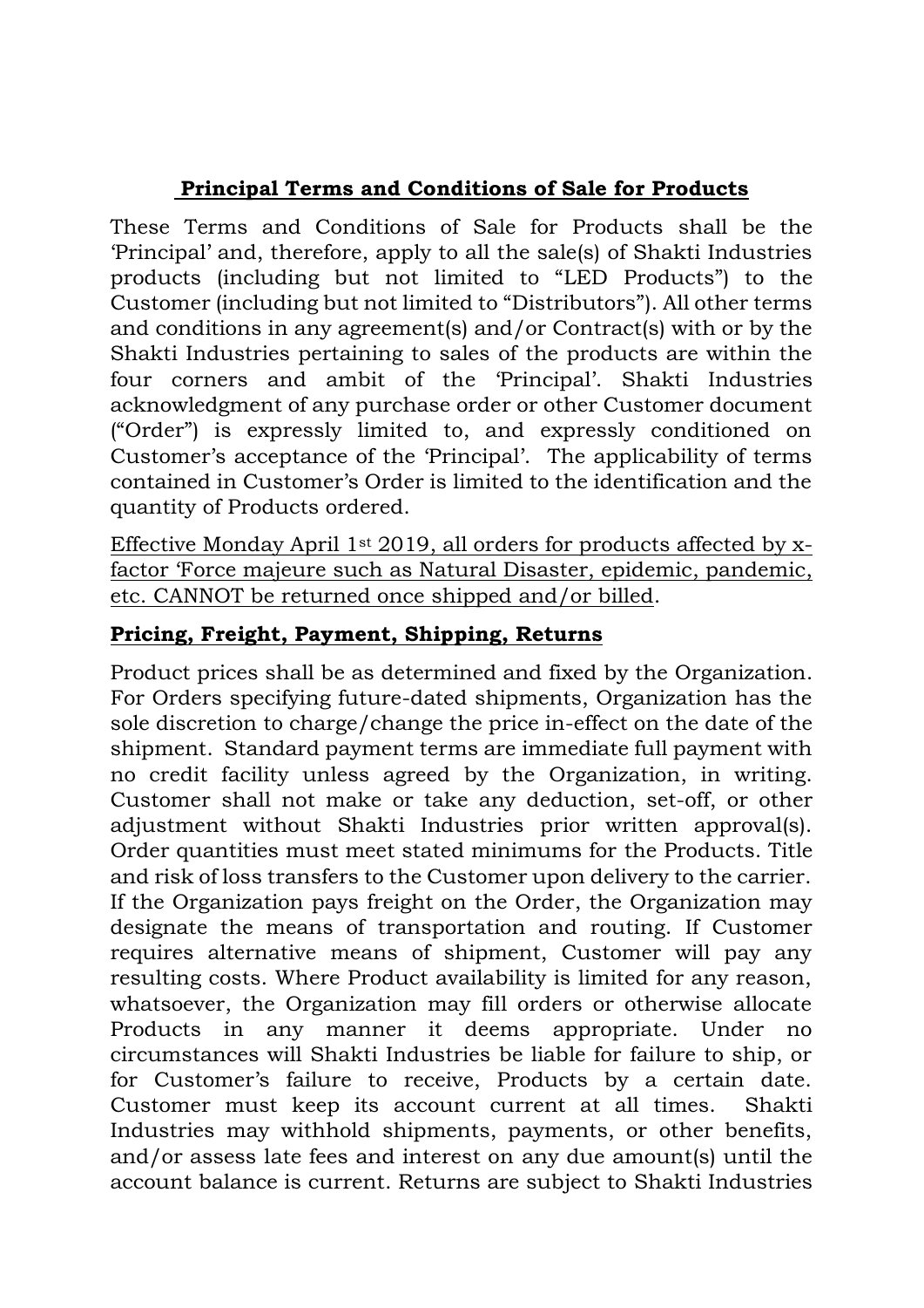## **Principal Terms and Conditions of Sale for Products**

These Terms and Conditions of Sale for Products shall be the 'Principal' and, therefore, apply to all the sale(s) of Shakti Industries products (including but not limited to "LED Products") to the Customer (including but not limited to "Distributors"). All other terms and conditions in any agreement(s) and/or Contract(s) with or by the Shakti Industries pertaining to sales of the products are within the four corners and ambit of the 'Principal'. Shakti Industries acknowledgment of any purchase order or other Customer document ("Order") is expressly limited to, and expressly conditioned on Customer's acceptance of the 'Principal'. The applicability of terms contained in Customer's Order is limited to the identification and the quantity of Products ordered.

<u>Effective Monday April 1st 2019, all orders for products affected by x-factor 'Force majeure such as Natural Disaster, epidemic, pandemic, etc. CANNOT be returned once shipped and/or billed</u>.

### **Pricing, Freight, Payment, Shipping, Returns**

Product prices shall be as determined and fixed by the Organization. For Orders specifying future-dated shipments, Organization has the sole discretion to charge/change the price in-effect on the date of the shipment. Standard payment terms are immediate full payment with no credit facility unless agreed by the Organization, in writing. Customer shall not make or take any deduction, set-off, or other adjustment without Shakti Industries prior written approval(s). Order quantities must meet stated minimums for the Products. Title and risk of loss transfers to the Customer upon delivery to the carrier. If the Organization pays freight on the Order, the Organization may designate the means of transportation and routing. If Customer requires alternative means of shipment, Customer will pay any resulting costs. Where Product availability is limited for any reason, whatsoever, the Organization may fill orders or otherwise allocate Products in any manner it deems appropriate. Under no circumstances will Shakti Industries be liable for failure to ship, or for Customer's failure to receive, Products by a certain date. Customer must keep its account current at all times. Shakti Industries may withhold shipments, payments, or other benefits, and/or assess late fees and interest on any due amount(s) until the account balance is current. Returns are subject to Shakti Industries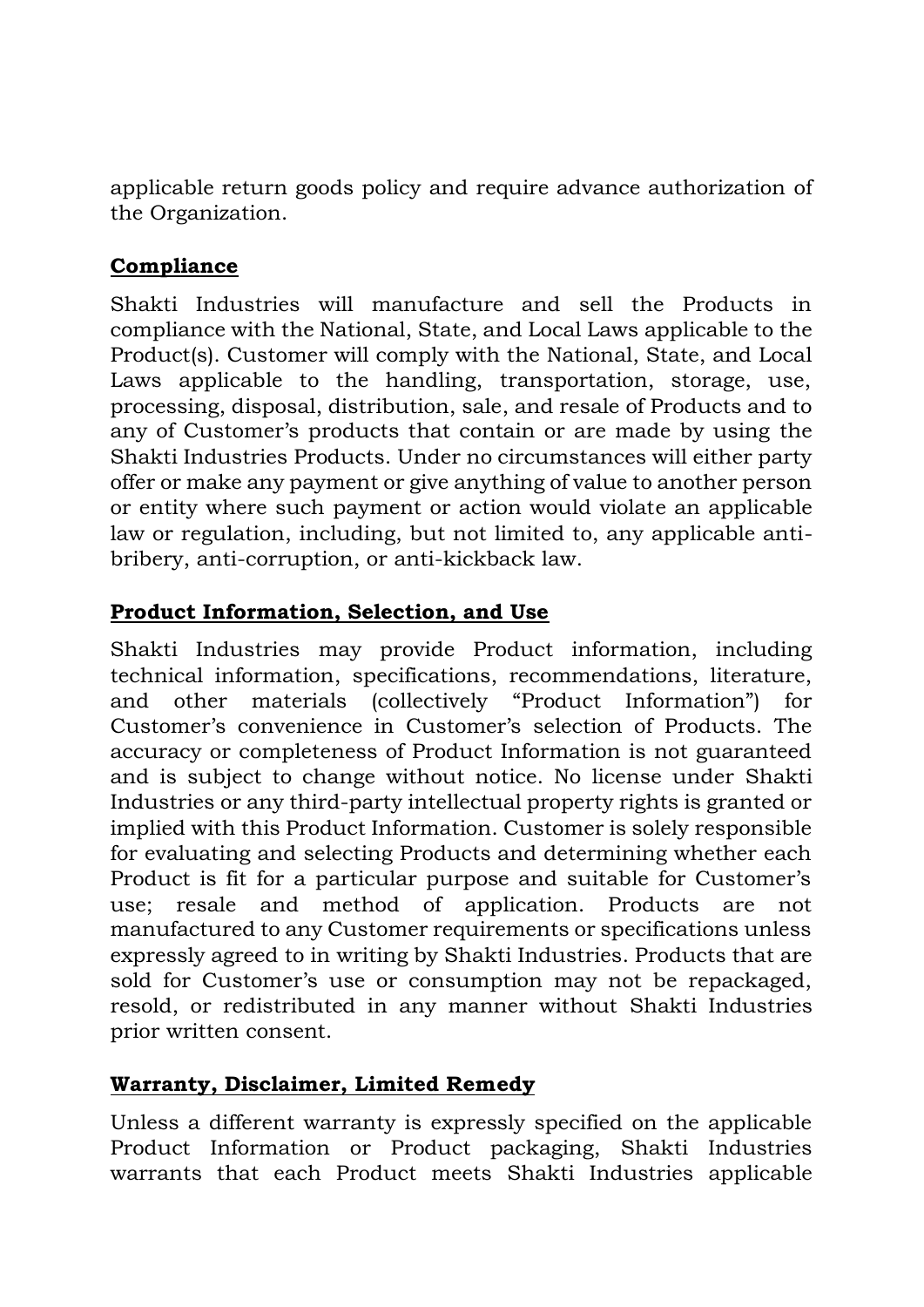applicable return goods policy and require advance authorization of the Organization.

## **Compliance**

Shakti Industries will manufacture and sell the Products in compliance with the National, State, and Local Laws applicable to the Product(s). Customer will comply with the National, State, and Local Laws applicable to the handling, transportation, storage, use, processing, disposal, distribution, sale, and resale of Products and to any of Customer's products that contain or are made by using the Shakti Industries Products. Under no circumstances will either party offer or make any payment or give anything of value to another person or entity where such payment or action would violate an applicable law or regulation, including, but not limited to, any applicable anti-bribery, anti-corruption, or anti-kickback law.

## **Product Information, Selection, and Use**

Shakti Industries may provide Product information, including technical information, specifications, recommendations, literature, and other materials (collectively "Product Information") for Customer's convenience in Customer's selection of Products. The accuracy or completeness of Product Information is not guaranteed and is subject to change without notice. No license under Shakti Industries or any third-party intellectual property rights is granted or implied with this Product Information. Customer is solely responsible for evaluating and selecting Products and determining whether each Product is fit for a particular purpose and suitable for Customer's use; resale and method of application. Products are not manufactured to any Customer requirements or specifications unless expressly agreed to in writing by Shakti Industries. Products that are sold for Customer's use or consumption may not be repackaged, resold, or redistributed in any manner without Shakti Industries prior written consent.

## **Warranty, Disclaimer, Limited Remedy**

Unless a different warranty is expressly specified on the applicable Product Information or Product packaging, Shakti Industries warrants that each Product meets Shakti Industries applicable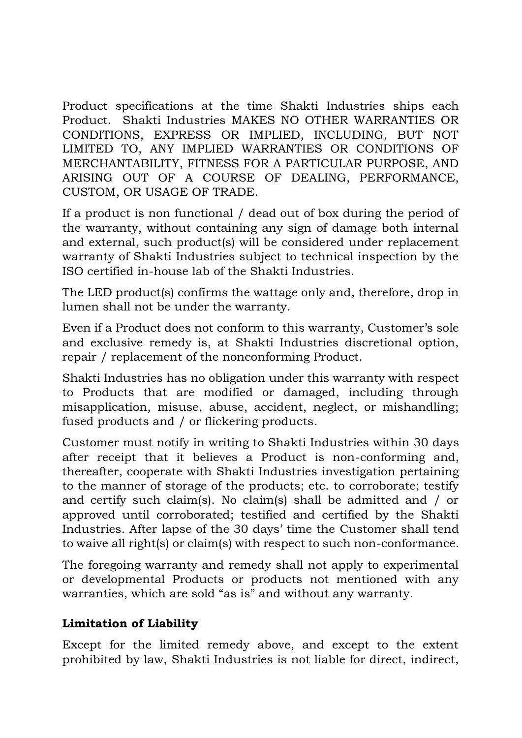Product specifications at the time Shakti Industries ships each Product. Shakti Industries MAKES NO OTHER WARRANTIES OR CONDITIONS, EXPRESS OR IMPLIED, INCLUDING, BUT NOT LIMITED TO, ANY IMPLIED WARRANTIES OR CONDITIONS OF MERCHANTABILITY, FITNESS FOR A PARTICULAR PURPOSE, AND ARISING OUT OF A COURSE OF DEALING, PERFORMANCE, CUSTOM, OR USAGE OF TRADE.

If a product is non functional / dead out of box during the period of the warranty, without containing any sign of damage both internal and external, such product(s) will be considered under replacement warranty of Shakti Industries subject to technical inspection by the ISO certified in-house lab of the Shakti Industries.

The LED product(s) confirms the wattage only and, therefore, drop in lumen shall not be under the warranty.

Even if a Product does not conform to this warranty, Customer's sole and exclusive remedy is, at Shakti Industries discretional option, repair / replacement of the nonconforming Product.

Shakti Industries has no obligation under this warranty with respect to Products that are modified or damaged, including through misapplication, misuse, abuse, accident, neglect, or mishandling; fused products and / or flickering products.

Customer must notify in writing to Shakti Industries within 30 days after receipt that it believes a Product is non-conforming and, thereafter, cooperate with Shakti Industries investigation pertaining to the manner of storage of the products; etc. to corroborate; testify and certify such claim(s). No claim(s) shall be admitted and / or approved until corroborated; testified and certified by the Shakti Industries. After lapse of the 30 days' time the Customer shall tend to waive all right(s) or claim(s) with respect to such non-conformance.

The foregoing warranty and remedy shall not apply to experimental or developmental Products or products not mentioned with any warranties, which are sold "as is" and without any warranty.

**Limitation of Liability**

Except for the limited remedy above, and except to the extent prohibited by law, Shakti Industries is not liable for direct, indirect,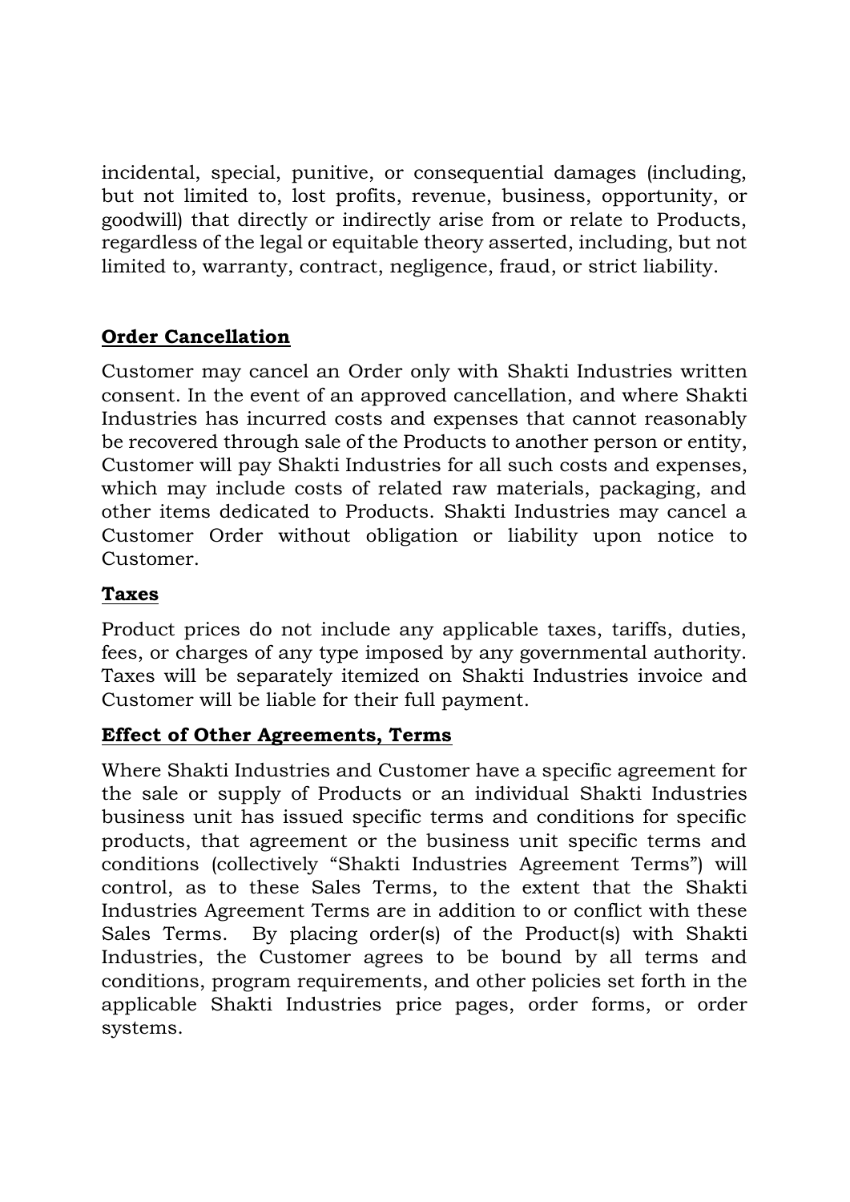incidental, special, punitive, or consequential damages (including, but not limited to, lost profits, revenue, business, opportunity, or goodwill) that directly or indirectly arise from or relate to Products, regardless of the legal or equitable theory asserted, including, but not limited to, warranty, contract, negligence, fraud, or strict liability.

**Order Cancellation**

Customer may cancel an Order only with Shakti Industries written consent. In the event of an approved cancellation, and where Shakti Industries has incurred costs and expenses that cannot reasonably be recovered through sale of the Products to another person or entity, Customer will pay Shakti Industries for all such costs and expenses, which may include costs of related raw materials, packaging, and other items dedicated to Products. Shakti Industries may cancel a Customer Order without obligation or liability upon notice to Customer.

**Taxes**

Product prices do not include any applicable taxes, tariffs, duties, fees, or charges of any type imposed by any governmental authority. Taxes will be separately itemized on Shakti Industries invoice and Customer will be liable for their full payment.

**Effect of Other Agreements, Terms**

Where Shakti Industries and Customer have a specific agreement for the sale or supply of Products or an individual Shakti Industries business unit has issued specific terms and conditions for specific products, that agreement or the business unit specific terms and conditions (collectively "Shakti Industries Agreement Terms") will control, as to these Sales Terms, to the extent that the Shakti Industries Agreement Terms are in addition to or conflict with these Sales Terms. By placing order(s) of the Product(s) with Shakti Industries, the Customer agrees to be bound by all terms and conditions, program requirements, and other policies set forth in the applicable Shakti Industries price pages, order forms, or order systems.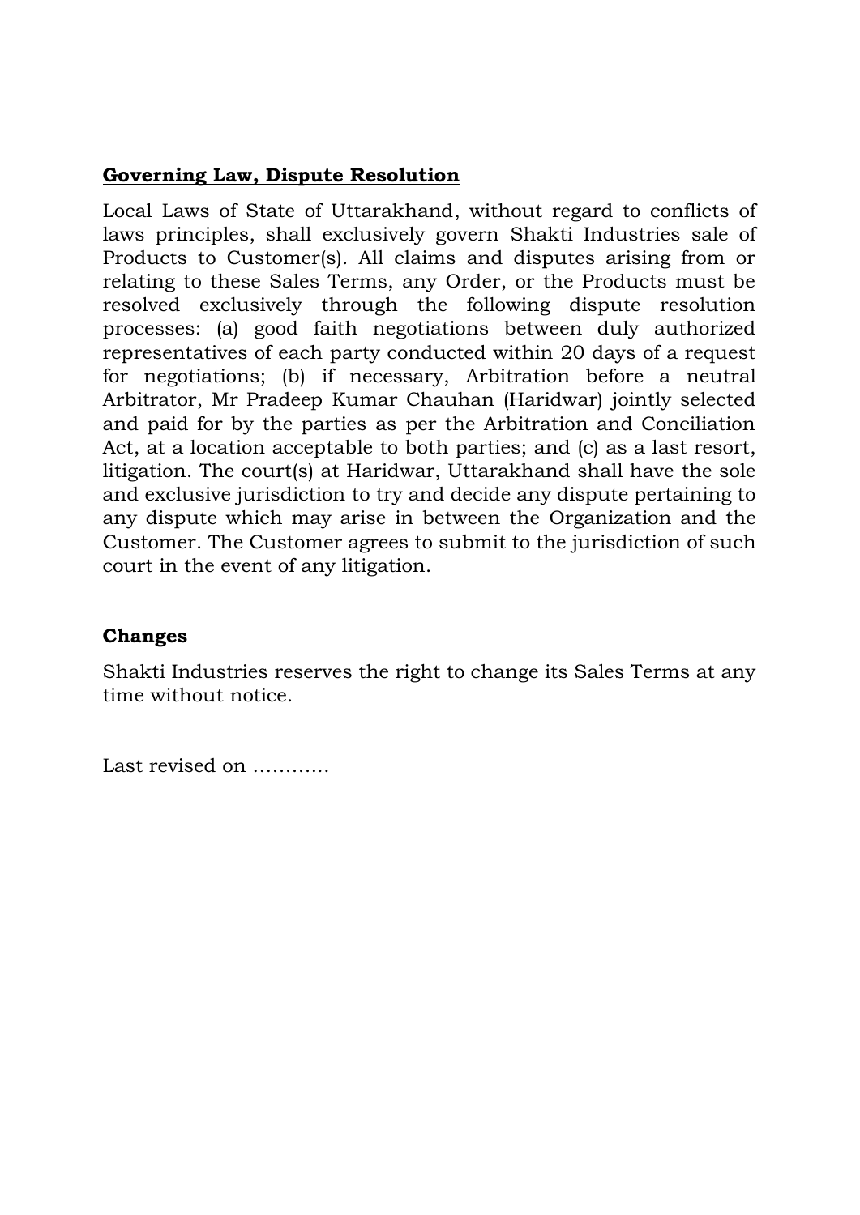**Governing Law, Dispute Resolution**

Local Laws of State of Uttarakhand, without regard to conflicts of laws principles, shall exclusively govern Shakti Industries sale of Products to Customer(s). All claims and disputes arising from or relating to these Sales Terms, any Order, or the Products must be resolved exclusively through the following dispute resolution processes: (a) good faith negotiations between duly authorized representatives of each party conducted within 20 days of a request for negotiations; (b) if necessary, Arbitration before a neutral Arbitrator, Mr Pradeep Kumar Chauhan (Haridwar) jointly selected and paid for by the parties as per the Arbitration and Conciliation Act, at a location acceptable to both parties; and (c) as a last resort, litigation. The court(s) at Haridwar, Uttarakhand shall have the sole and exclusive jurisdiction to try and decide any dispute pertaining to any dispute which may arise in between the Organization and the Customer. The Customer agrees to submit to the jurisdiction of such court in the event of any litigation.

**Changes**

Shakti Industries reserves the right to change its Sales Terms at any time without notice.

Last revised on …………